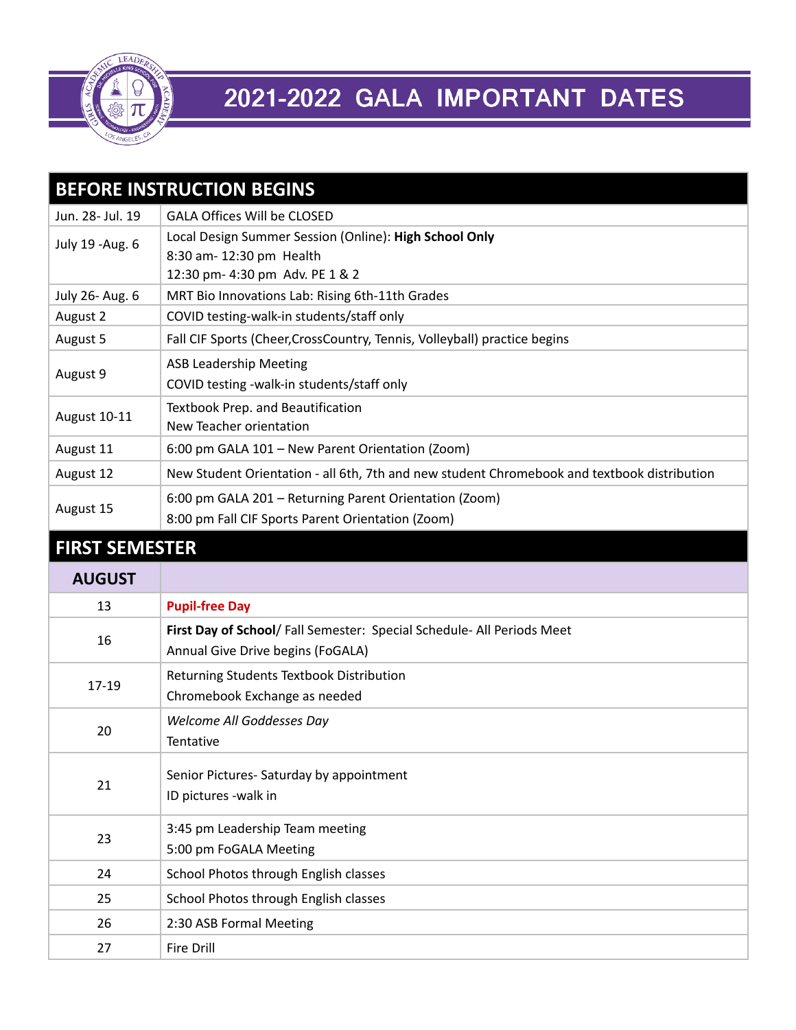# 2021-2022 GALA IMPORTANT DATES

| BEFORE INSTRUCTION BEGINS | |
|---|---|
| Jun. 28- Jul. 19 | GALA Offices Will be CLOSED |
| July 19 -Aug. 6 | Local Design Summer Session (Online): **High School Only**<br>8:30 am- 12:30 pm Health<br>12:30 pm- 4:30 pm Adv. PE 1 & 2 |
| July 26- Aug. 6 | MRT Bio Innovations Lab: Rising 6th-11th Grades |
| August 2 | COVID testing-walk-in students/staff only |
| August 5 | Fall CIF Sports (Cheer,CrossCountry, Tennis, Volleyball) practice begins |
| August 9 | ASB Leadership Meeting<br>COVID testing -walk-in students/staff only |
| August 10-11 | Textbook Prep. and Beautification<br>New Teacher orientation |
| August 11 | 6:00 pm GALA 101 – New Parent Orientation (Zoom) |
| August 12 | New Student Orientation - all 6th, 7th and new student Chromebook and textbook distribution |
| August 15 | 6:00 pm GALA 201 – Returning Parent Orientation (Zoom)<br>8:00 pm Fall CIF Sports Parent Orientation (Zoom) |

## FIRST SEMESTER

| AUGUST | |
|---|---|
| 13 | **Pupil-free Day** |
| 16 | **First Day of School**/ Fall Semester: Special Schedule- All Periods Meet<br>Annual Give Drive begins (FoGALA) |
| 17-19 | Returning Students Textbook Distribution<br>Chromebook Exchange as needed |
| 20 | *Welcome All Goddesses Day*<br>Tentative |
| 21 | Senior Pictures- Saturday by appointment<br>ID pictures -walk in |
| 23 | 3:45 pm Leadership Team meeting<br>5:00 pm FoGALA Meeting |
| 24 | School Photos through English classes |
| 25 | School Photos through English classes |
| 26 | 2:30 ASB Formal Meeting |
| 27 | Fire Drill |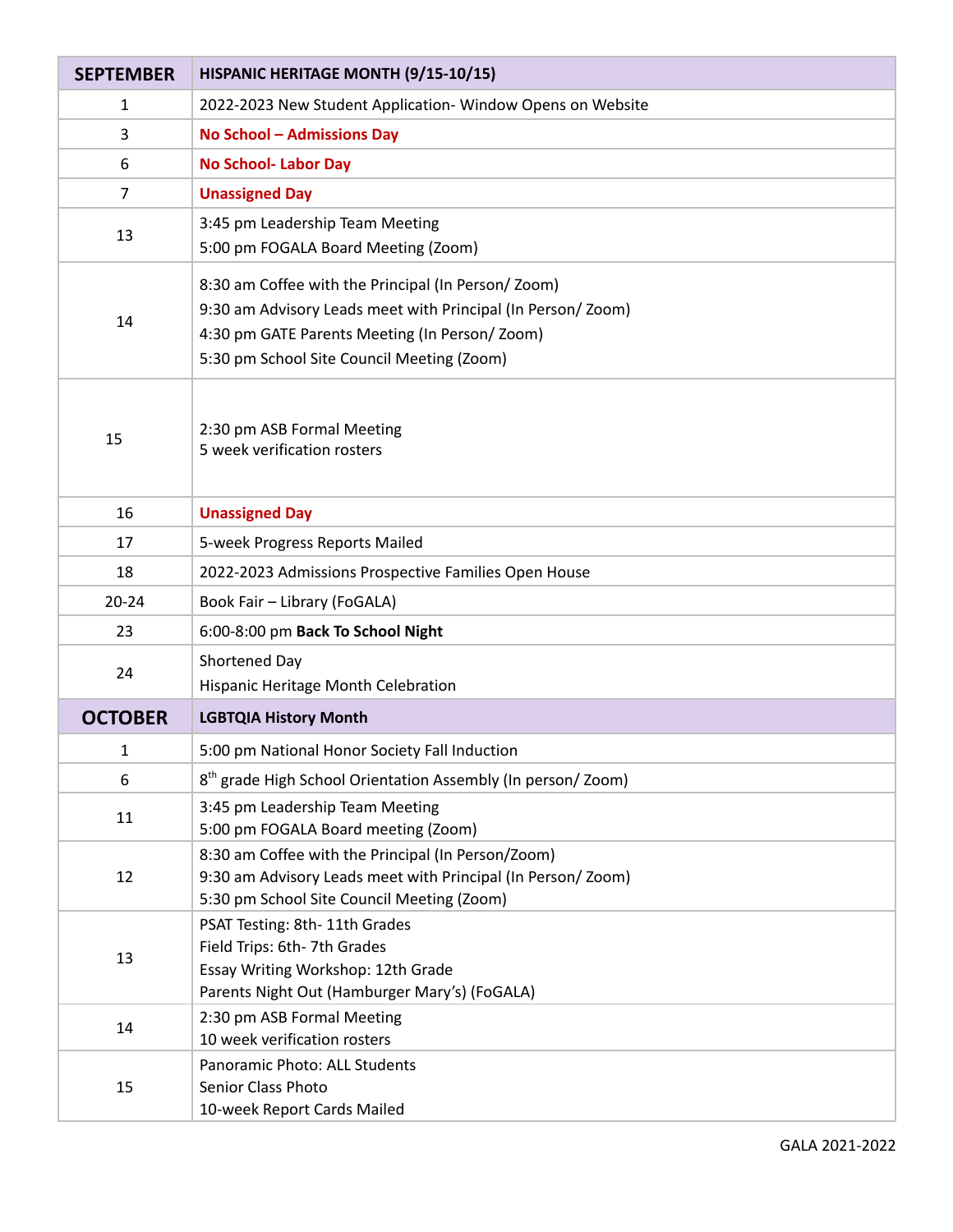| SEPTEMBER | HISPANIC HERITAGE MONTH (9/15-10/15) |
| --- | --- |
| 1 | 2022-2023 New Student Application- Window Opens on Website |
| 3 | **No School – Admissions Day** |
| 6 | **No School- Labor Day** |
| 7 | **Unassigned Day** |
| 13 | 3:45 pm Leadership Team Meeting<br>5:00 pm FOGALA Board Meeting (Zoom) |
| 14 | 8:30 am Coffee with the Principal (In Person/ Zoom)<br>9:30 am Advisory Leads meet with Principal (In Person/ Zoom)<br>4:30 pm GATE Parents Meeting (In Person/ Zoom)<br>5:30 pm School Site Council Meeting (Zoom) |
| 15 | 2:30 pm ASB Formal Meeting<br>5 week verification rosters |
| 16 | **Unassigned Day** |
| 17 | 5-week Progress Reports Mailed |
| 18 | 2022-2023 Admissions Prospective Families Open House |
| 20-24 | Book Fair – Library (FoGALA) |
| 23 | 6:00-8:00 pm **Back To School Night** |
| 24 | Shortened Day<br>Hispanic Heritage Month Celebration |
| **OCTOBER** | **LGBTQIA History Month** |
| 1 | 5:00 pm National Honor Society Fall Induction |
| 6 | 8th grade High School Orientation Assembly (In person/ Zoom) |
| 11 | 3:45 pm Leadership Team Meeting<br>5:00 pm FOGALA Board meeting (Zoom) |
| 12 | 8:30 am Coffee with the Principal (In Person/Zoom)<br>9:30 am Advisory Leads meet with Principal (In Person/ Zoom)<br>5:30 pm School Site Council Meeting (Zoom) |
| 13 | PSAT Testing: 8th- 11th Grades<br>Field Trips: 6th- 7th Grades<br>Essay Writing Workshop: 12th Grade<br>Parents Night Out (Hamburger Mary's) (FoGALA) |
| 14 | 2:30 pm ASB Formal Meeting<br>10 week verification rosters |
| 15 | Panoramic Photo: ALL Students<br>Senior Class Photo<br>10-week Report Cards Mailed |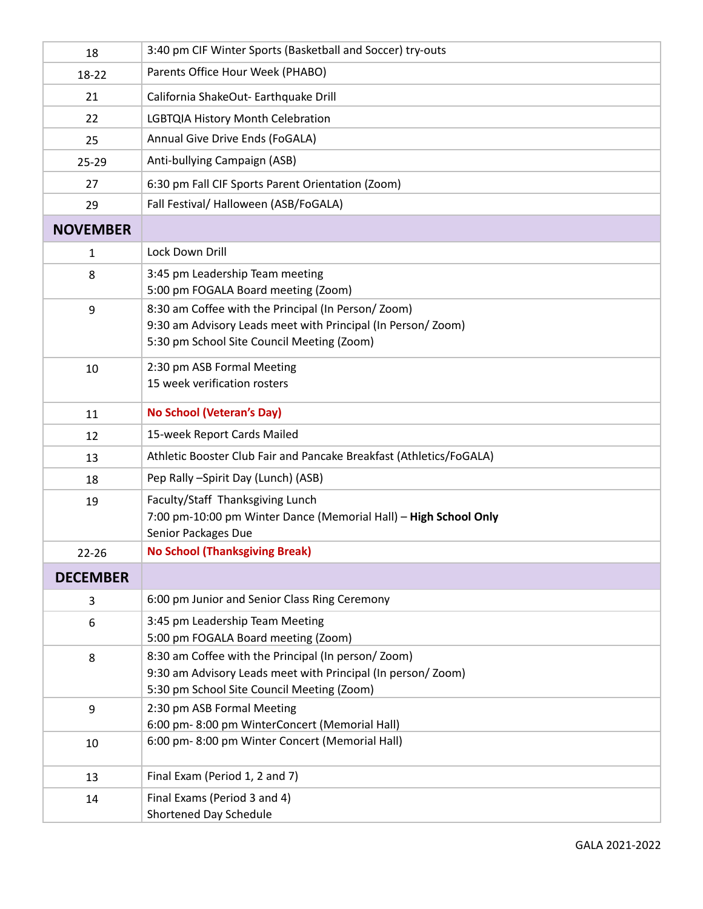| | |
|---|---|
| 18 | 3:40 pm CIF Winter Sports (Basketball and Soccer) try-outs |
| 18-22 | Parents Office Hour Week (PHABO) |
| 21 | California ShakeOut- Earthquake Drill |
| 22 | LGBTQIA History Month Celebration |
| 25 | Annual Give Drive Ends (FoGALA) |
| 25-29 | Anti-bullying Campaign (ASB) |
| 27 | 6:30 pm Fall CIF Sports Parent Orientation (Zoom) |
| 29 | Fall Festival/ Halloween (ASB/FoGALA) |
| **NOVEMBER** | |
| 1 | Lock Down Drill |
| 8 | 3:45 pm Leadership Team meeting<br>5:00 pm FOGALA Board meeting (Zoom) |
| 9 | 8:30 am Coffee with the Principal (In Person/ Zoom)<br>9:30 am Advisory Leads meet with Principal (In Person/ Zoom)<br>5:30 pm School Site Council Meeting (Zoom) |
| 10 | 2:30 pm ASB Formal Meeting<br>15 week verification rosters |
| 11 | **No School (Veteran's Day)** |
| 12 | 15-week Report Cards Mailed |
| 13 | Athletic Booster Club Fair and Pancake Breakfast (Athletics/FoGALA) |
| 18 | Pep Rally –Spirit Day (Lunch) (ASB) |
| 19 | Faculty/Staff Thanksgiving Lunch<br>7:00 pm-10:00 pm Winter Dance (Memorial Hall) – **High School Only**<br>Senior Packages Due |
| 22-26 | **No School (Thanksgiving Break)** |
| **DECEMBER** | |
| 3 | 6:00 pm Junior and Senior Class Ring Ceremony |
| 6 | 3:45 pm Leadership Team Meeting<br>5:00 pm FOGALA Board meeting (Zoom) |
| 8 | 8:30 am Coffee with the Principal (In person/ Zoom)<br>9:30 am Advisory Leads meet with Principal (In person/ Zoom)<br>5:30 pm School Site Council Meeting (Zoom) |
| 9 | 2:30 pm ASB Formal Meeting<br>6:00 pm- 8:00 pm WinterConcert (Memorial Hall) |
| 10 | 6:00 pm- 8:00 pm Winter Concert (Memorial Hall) |
| 13 | Final Exam (Period 1, 2 and 7) |
| 14 | Final Exams (Period 3 and 4)<br>Shortened Day Schedule |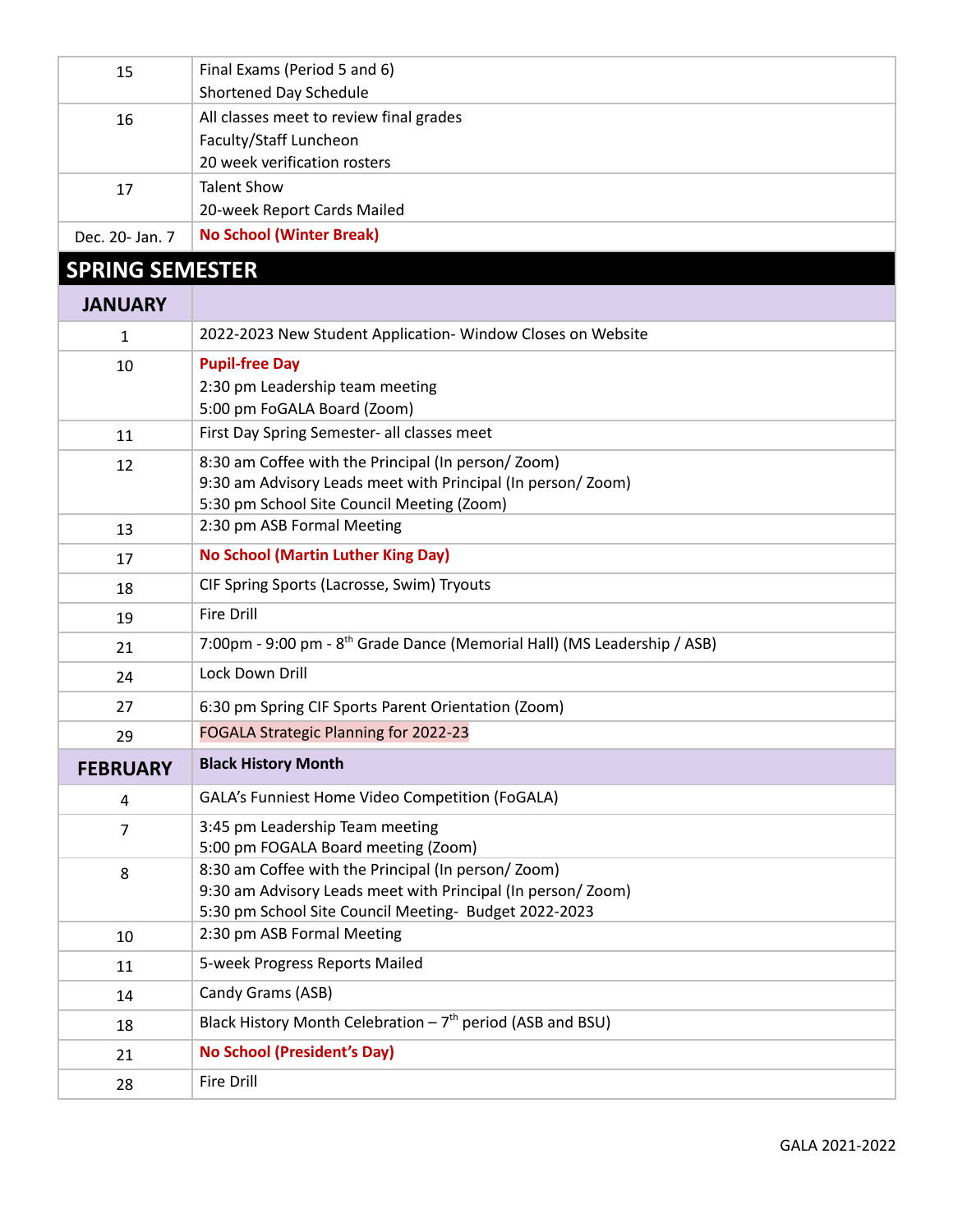| | |
|---|---|
| 15 | Final Exams (Period 5 and 6)<br>Shortened Day Schedule |
| 16 | All classes meet to review final grades<br>Faculty/Staff Luncheon<br>20 week verification rosters |
| 17 | Talent Show<br>20-week Report Cards Mailed |
| Dec. 20- Jan. 7 | **No School (Winter Break)** |

## SPRING SEMESTER

| **JANUARY** | |
|---|---|
| 1 | 2022-2023 New Student Application- Window Closes on Website |
| 10 | **Pupil-free Day**<br>2:30 pm Leadership team meeting<br>5:00 pm FoGALA Board (Zoom) |
| 11 | First Day Spring Semester- all classes meet |
| 12 | 8:30 am Coffee with the Principal (In person/ Zoom)<br>9:30 am Advisory Leads meet with Principal (In person/ Zoom)<br>5:30 pm School Site Council Meeting (Zoom) |
| 13 | 2:30 pm ASB Formal Meeting |
| 17 | **No School (Martin Luther King Day)** |
| 18 | CIF Spring Sports (Lacrosse, Swim) Tryouts |
| 19 | Fire Drill |
| 21 | 7:00pm - 9:00 pm - 8th Grade Dance (Memorial Hall) (MS Leadership / ASB) |
| 24 | Lock Down Drill |
| 27 | 6:30 pm Spring CIF Sports Parent Orientation (Zoom) |
| 29 | FOGALA Strategic Planning for 2022-23 |

| **FEBRUARY** | **Black History Month** |
|---|---|
| 4 | GALA's Funniest Home Video Competition (FoGALA) |
| 7 | 3:45 pm Leadership Team meeting<br>5:00 pm FOGALA Board meeting (Zoom) |
| 8 | 8:30 am Coffee with the Principal (In person/ Zoom)<br>9:30 am Advisory Leads meet with Principal (In person/ Zoom)<br>5:30 pm School Site Council Meeting- Budget 2022-2023 |
| 10 | 2:30 pm ASB Formal Meeting |
| 11 | 5-week Progress Reports Mailed |
| 14 | Candy Grams (ASB) |
| 18 | Black History Month Celebration – 7th period (ASB and BSU) |
| 21 | **No School (President's Day)** |
| 28 | Fire Drill |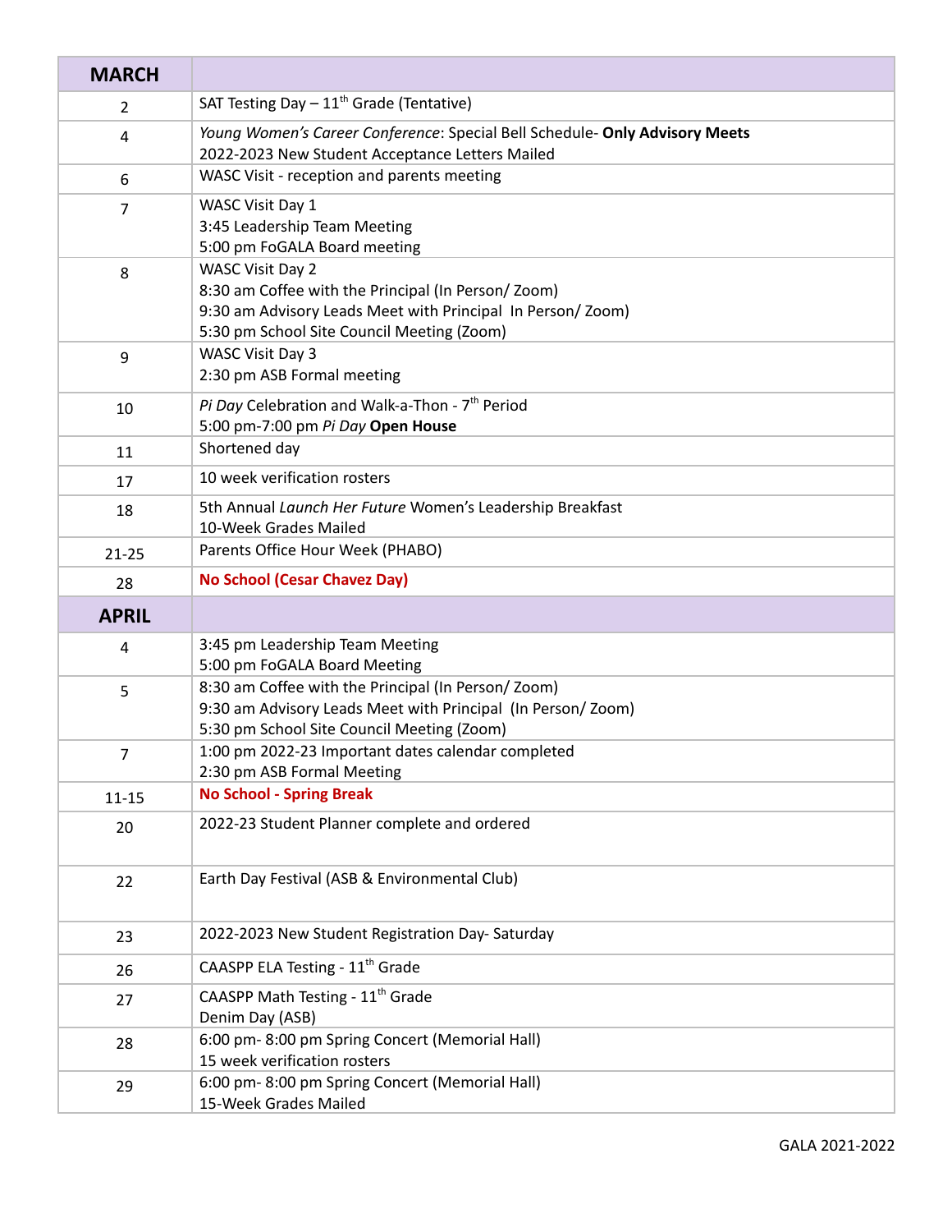| **MARCH** | |
|---|---|
| 2 | SAT Testing Day – 11th Grade (Tentative) |
| 4 | *Young Women's Career Conference*: Special Bell Schedule- **Only Advisory Meets**<br>2022-2023 New Student Acceptance Letters Mailed |
| 6 | WASC Visit - reception and parents meeting |
| 7 | WASC Visit Day 1<br>3:45 Leadership Team Meeting<br>5:00 pm FoGALA Board meeting |
| 8 | WASC Visit Day 2<br>8:30 am Coffee with the Principal (In Person/ Zoom)<br>9:30 am Advisory Leads Meet with Principal In Person/ Zoom)<br>5:30 pm School Site Council Meeting (Zoom) |
| 9 | WASC Visit Day 3<br>2:30 pm ASB Formal meeting |
| 10 | *Pi Day* Celebration and Walk-a-Thon - 7th Period<br>5:00 pm-7:00 pm *Pi Day* **Open House** |
| 11 | Shortened day |
| 17 | 10 week verification rosters |
| 18 | 5th Annual *Launch Her Future* Women's Leadership Breakfast<br>10-Week Grades Mailed |
| 21-25 | Parents Office Hour Week (PHABO) |
| 28 | **No School (Cesar Chavez Day)** |
| **APRIL** | |
| 4 | 3:45 pm Leadership Team Meeting<br>5:00 pm FoGALA Board Meeting |
| 5 | 8:30 am Coffee with the Principal (In Person/ Zoom)<br>9:30 am Advisory Leads Meet with Principal (In Person/ Zoom)<br>5:30 pm School Site Council Meeting (Zoom) |
| 7 | 1:00 pm 2022-23 Important dates calendar completed<br>2:30 pm ASB Formal Meeting |
| 11-15 | **No School - Spring Break** |
| 20 | 2022-23 Student Planner complete and ordered |
| 22 | Earth Day Festival (ASB & Environmental Club) |
| 23 | 2022-2023 New Student Registration Day- Saturday |
| 26 | CAASPP ELA Testing - 11th Grade |
| 27 | CAASPP Math Testing - 11th Grade<br>Denim Day (ASB) |
| 28 | 6:00 pm- 8:00 pm Spring Concert (Memorial Hall)<br>15 week verification rosters |
| 29 | 6:00 pm- 8:00 pm Spring Concert (Memorial Hall)<br>15-Week Grades Mailed |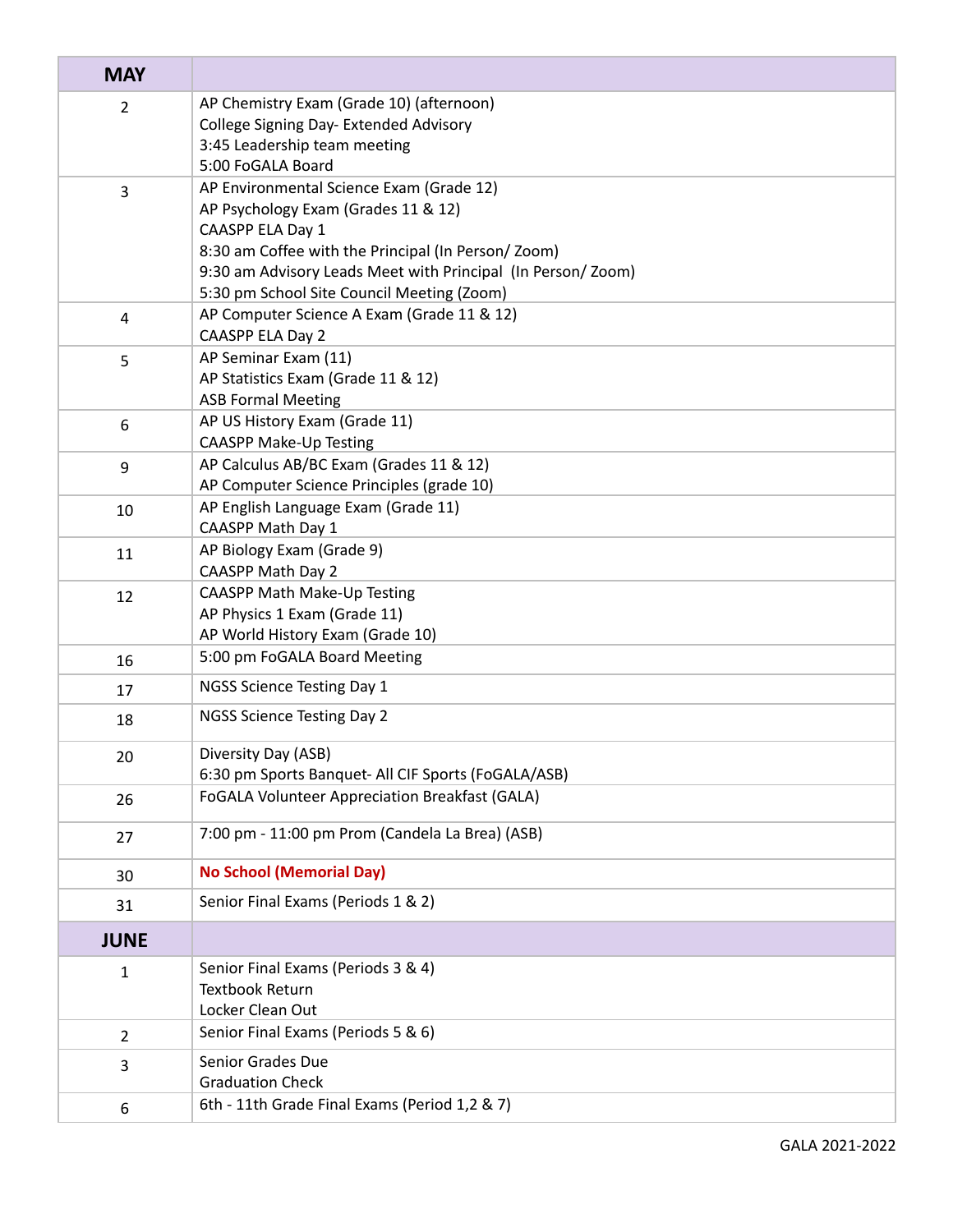| MAY | |
|---|---|
| 2 | AP Chemistry Exam (Grade 10) (afternoon)<br>College Signing Day- Extended Advisory<br>3:45 Leadership team meeting<br>5:00 FoGALA Board |
| 3 | AP Environmental Science Exam (Grade 12)<br>AP Psychology Exam (Grades 11 & 12)<br>CAASPP ELA Day 1<br>8:30 am Coffee with the Principal (In Person/ Zoom)<br>9:30 am Advisory Leads Meet with Principal (In Person/ Zoom)<br>5:30 pm School Site Council Meeting (Zoom) |
| 4 | AP Computer Science A Exam (Grade 11 & 12)<br>CAASPP ELA Day 2 |
| 5 | AP Seminar Exam (11)<br>AP Statistics Exam (Grade 11 & 12)<br>ASB Formal Meeting |
| 6 | AP US History Exam (Grade 11)<br>CAASPP Make-Up Testing |
| 9 | AP Calculus AB/BC Exam (Grades 11 & 12)<br>AP Computer Science Principles (grade 10) |
| 10 | AP English Language Exam (Grade 11)<br>CAASPP Math Day 1 |
| 11 | AP Biology Exam (Grade 9)<br>CAASPP Math Day 2 |
| 12 | CAASPP Math Make-Up Testing<br>AP Physics 1 Exam (Grade 11)<br>AP World History Exam (Grade 10) |
| 16 | 5:00 pm FoGALA Board Meeting |
| 17 | NGSS Science Testing Day 1 |
| 18 | NGSS Science Testing Day 2 |
| 20 | Diversity Day (ASB)<br>6:30 pm Sports Banquet- All CIF Sports (FoGALA/ASB) |
| 26 | FoGALA Volunteer Appreciation Breakfast (GALA) |
| 27 | 7:00 pm - 11:00 pm Prom (Candela La Brea) (ASB) |
| 30 | **No School (Memorial Day)** |
| 31 | Senior Final Exams (Periods 1 & 2) |
| **JUNE** | |
| 1 | Senior Final Exams (Periods 3 & 4)<br>Textbook Return<br>Locker Clean Out |
| 2 | Senior Final Exams (Periods 5 & 6) |
| 3 | Senior Grades Due<br>Graduation Check |
| 6 | 6th - 11th Grade Final Exams (Period 1,2 & 7) |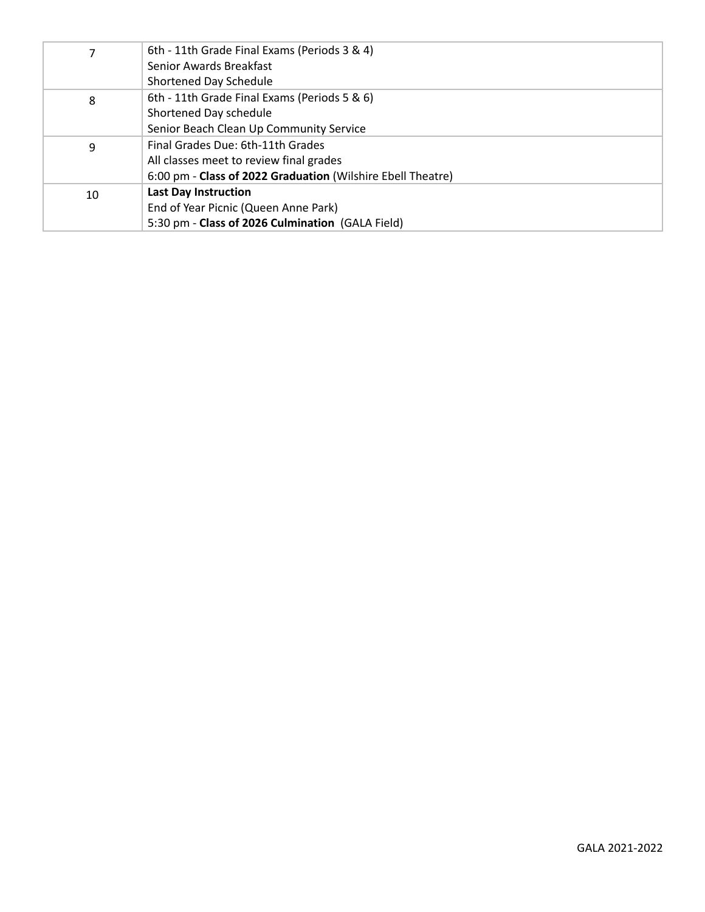| | |
|---|---|
| 7 | 6th - 11th Grade Final Exams (Periods 3 & 4)<br>Senior Awards Breakfast<br>Shortened Day Schedule |
| 8 | 6th - 11th Grade Final Exams (Periods 5 & 6)<br>Shortened Day schedule<br>Senior Beach Clean Up Community Service |
| 9 | Final Grades Due: 6th-11th Grades<br>All classes meet to review final grades<br>6:00 pm - **Class of 2022 Graduation** (Wilshire Ebell Theatre) |
| 10 | **Last Day Instruction**<br>End of Year Picnic (Queen Anne Park)<br>5:30 pm - **Class of 2026 Culmination** (GALA Field) |